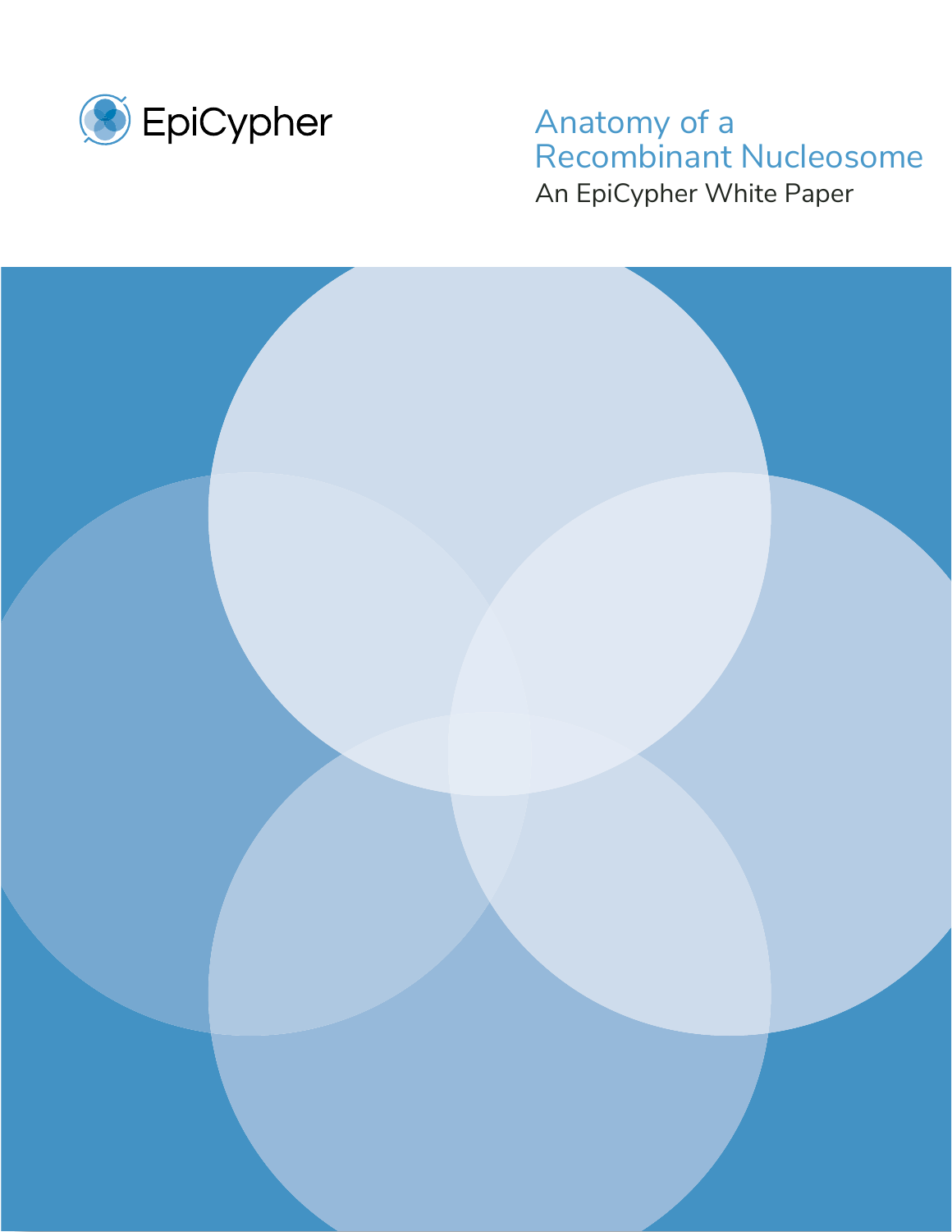EpiCypher

# Anatomy of a Recombinant Nucleosome

An EpiCypher White Paper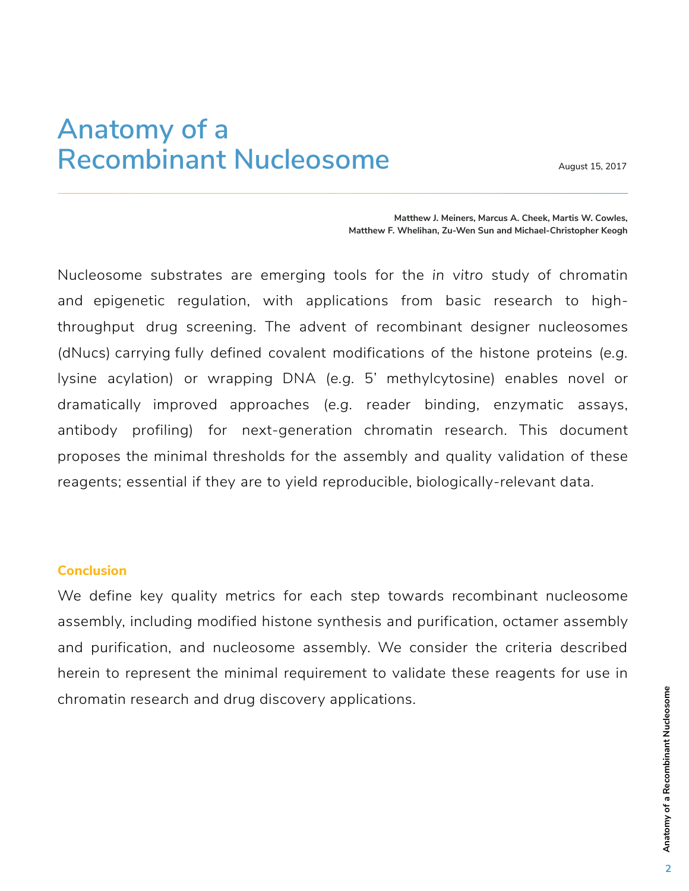# Anatomy of a Recombinant Nucleosome

August 15, 2017

**Matthew J. Meiners, Marcus A. Cheek, Martis W. Cowles, Matthew F. Whelihan, Zu-Wen Sun and Michael-Christopher Keogh**

Nucleosome substrates are emerging tools for the *in vitro* study of chromatin and epigenetic regulation, with applications from basic research to high-throughput drug screening. The advent of recombinant designer nucleosomes (dNucs) carrying fully defined covalent modifications of the histone proteins (*e.g.* lysine acylation) or wrapping DNA (*e.g.* 5' methylcytosine) enables novel or dramatically improved approaches (*e.g.* reader binding, enzymatic assays, antibody profiling) for next-generation chromatin research. This document proposes the minimal thresholds for the assembly and quality validation of these reagents; essential if they are to yield reproducible, biologically-relevant data.

### Conclusion

We define key quality metrics for each step towards recombinant nucleosome assembly, including modified histone synthesis and purification, octamer assembly and purification, and nucleosome assembly. We consider the criteria described herein to represent the minimal requirement to validate these reagents for use in chromatin research and drug discovery applications.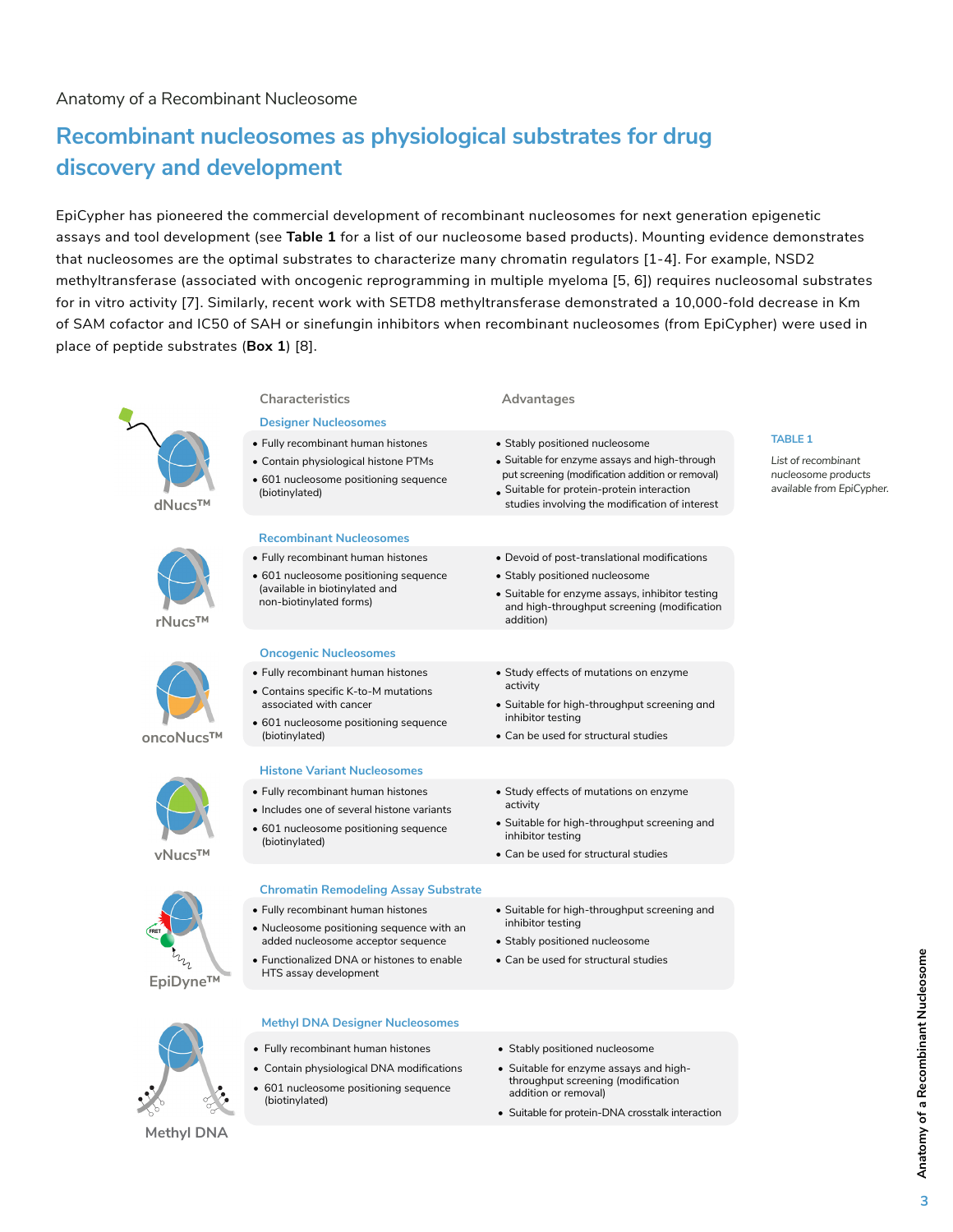Anatomy of a Recombinant Nucleosome

## Recombinant nucleosomes as physiological substrates for drug discovery and development

EpiCypher has pioneered the commercial development of recombinant nucleosomes for next generation epigenetic assays and tool development (see **Table 1** for a list of our nucleosome based products). Mounting evidence demonstrates that nucleosomes are the optimal substrates to characterize many chromatin regulators [1-4]. For example, NSD2 methyltransferase (associated with oncogenic reprogramming in multiple myeloma [5, 6]) requires nucleosomal substrates for in vitro activity [7]. Similarly, recent work with SETD8 methyltransferase demonstrated a 10,000-fold decrease in Km of SAM cofactor and IC50 of SAH or sinefungin inhibitors when recombinant nucleosomes (from EpiCypher) were used in place of peptide substrates (**Box 1**) [8].

**TABLE 1**

*List of recombinant nucleosome products available from EpiCypher.*

| Product | Characteristics | Advantages |
|---|---|---|
| dNucs™ — **Designer Nucleosomes** | • Fully recombinant human histones<br>• Contain physiological histone PTMs<br>• 601 nucleosome positioning sequence (biotinylated) | • Stably positioned nucleosome<br>• Suitable for enzyme assays and high-throughput screening (modification addition or removal)<br>• Suitable for protein-protein interaction studies involving the modification of interest |
| rNucs™ — **Recombinant Nucleosomes** | • Fully recombinant human histones<br>• 601 nucleosome positioning sequence (available in biotinylated and non-biotinylated forms) | • Devoid of post-translational modifications<br>• Stably positioned nucleosome<br>• Suitable for enzyme assays, inhibitor testing and high-throughput screening (modification addition) |
| oncoNucs™ — **Oncogenic Nucleosomes** | • Fully recombinant human histones<br>• Contains specific K-to-M mutations associated with cancer<br>• 601 nucleosome positioning sequence (biotinylated) | • Study effects of mutations on enzyme activity<br>• Suitable for high-throughput screening and inhibitor testing<br>• Can be used for structural studies |
| vNucs™ — **Histone Variant Nucleosomes** | • Fully recombinant human histones<br>• Includes one of several histone variants<br>• 601 nucleosome positioning sequence (biotinylated) | • Study effects of mutations on enzyme activity<br>• Suitable for high-throughput screening and inhibitor testing<br>• Can be used for structural studies |
| EpiDyne™ — **Chromatin Remodeling Assay Substrate** | • Fully recombinant human histones<br>• Nucleosome positioning sequence with an added nucleosome acceptor sequence<br>• Functionalized DNA or histones to enable HTS assay development | • Suitable for high-throughput screening and inhibitor testing<br>• Stably positioned nucleosome<br>• Can be used for structural studies |
| Methyl DNA — **Methyl DNA Designer Nucleosomes** | • Fully recombinant human histones<br>• Contain physiological DNA modifications<br>• 601 nucleosome positioning sequence (biotinylated) | • Stably positioned nucleosome<br>• Suitable for enzyme assays and high-throughput screening (modification addition or removal)<br>• Suitable for protein-DNA crosstalk interaction |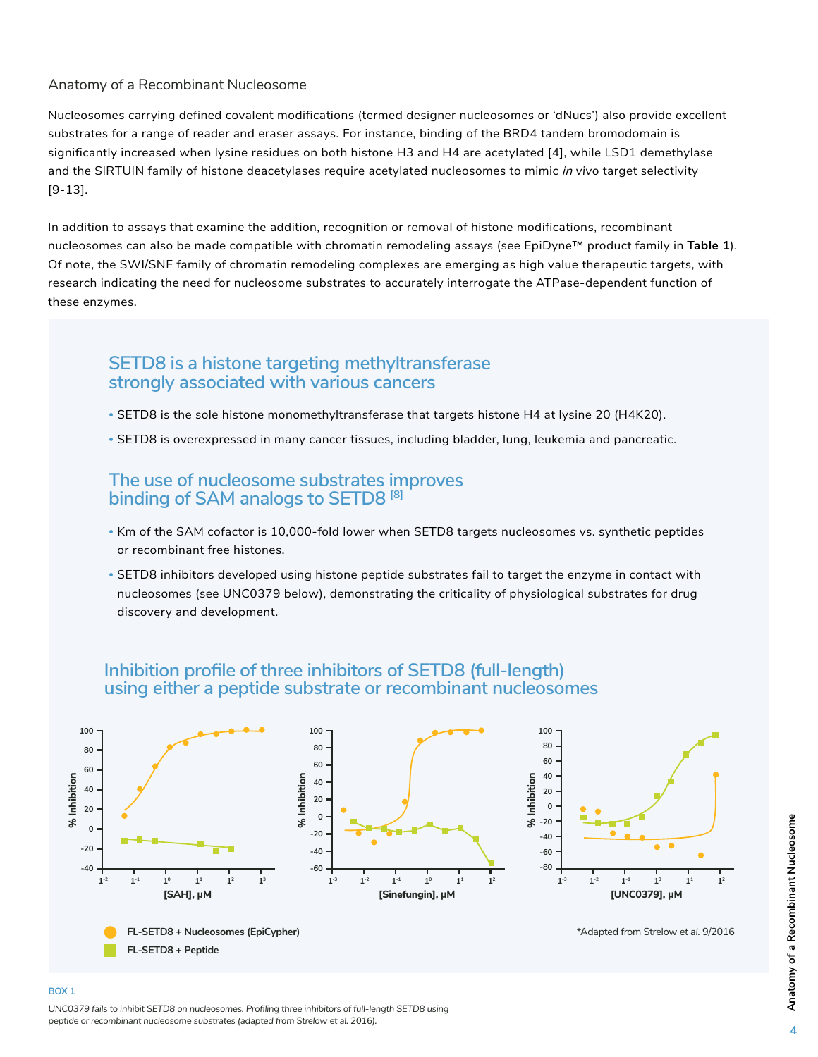## Anatomy of a Recombinant Nucleosome

Nucleosomes carrying defined covalent modifications (termed designer nucleosomes or 'dNucs') also provide excellent substrates for a range of reader and eraser assays. For instance, binding of the BRD4 tandem bromodomain is significantly increased when lysine residues on both histone H3 and H4 are acetylated [4], while LSD1 demethylase and the SIRTUIN family of histone deacetylases require acetylated nucleosomes to mimic *in vivo* target selectivity [9-13].

In addition to assays that examine the addition, recognition or removal of histone modifications, recombinant nucleosomes can also be made compatible with chromatin remodeling assays (see EpiDyne™ product family in **Table 1**). Of note, the SWI/SNF family of chromatin remodeling complexes are emerging as high value therapeutic targets, with research indicating the need for nucleosome substrates to accurately interrogate the ATPase-dependent function of these enzymes.

### SETD8 is a histone targeting methyltransferase strongly associated with various cancers

- SETD8 is the sole histone monomethyltransferase that targets histone H4 at lysine 20 (H4K20).
- SETD8 is overexpressed in many cancer tissues, including bladder, lung, leukemia and pancreatic.

### The use of nucleosome substrates improves binding of SAM analogs to SETD8 [8]

- Km of the SAM cofactor is 10,000-fold lower when SETD8 targets nucleosomes vs. synthetic peptides or recombinant free histones.
- SETD8 inhibitors developed using histone peptide substrates fail to target the enzyme in contact with nucleosomes (see UNC0379 below), demonstrating the criticality of physiological substrates for drug discovery and development.

### Inhibition profile of three inhibitors of SETD8 (full-length) using either a peptide substrate or recombinant nucleosomes

FL-SETD8 + Nucleosomes (EpiCypher)

FL-SETD8 + Peptide

*Adapted from Strelow et al. 9/2016

**BOX 1**

*UNC0379 fails to inhibit SETD8 on nucleosomes. Profiling three inhibitors of full-length SETD8 using peptide or recombinant nucleosome substrates (adapted from Strelow et al. 2016).*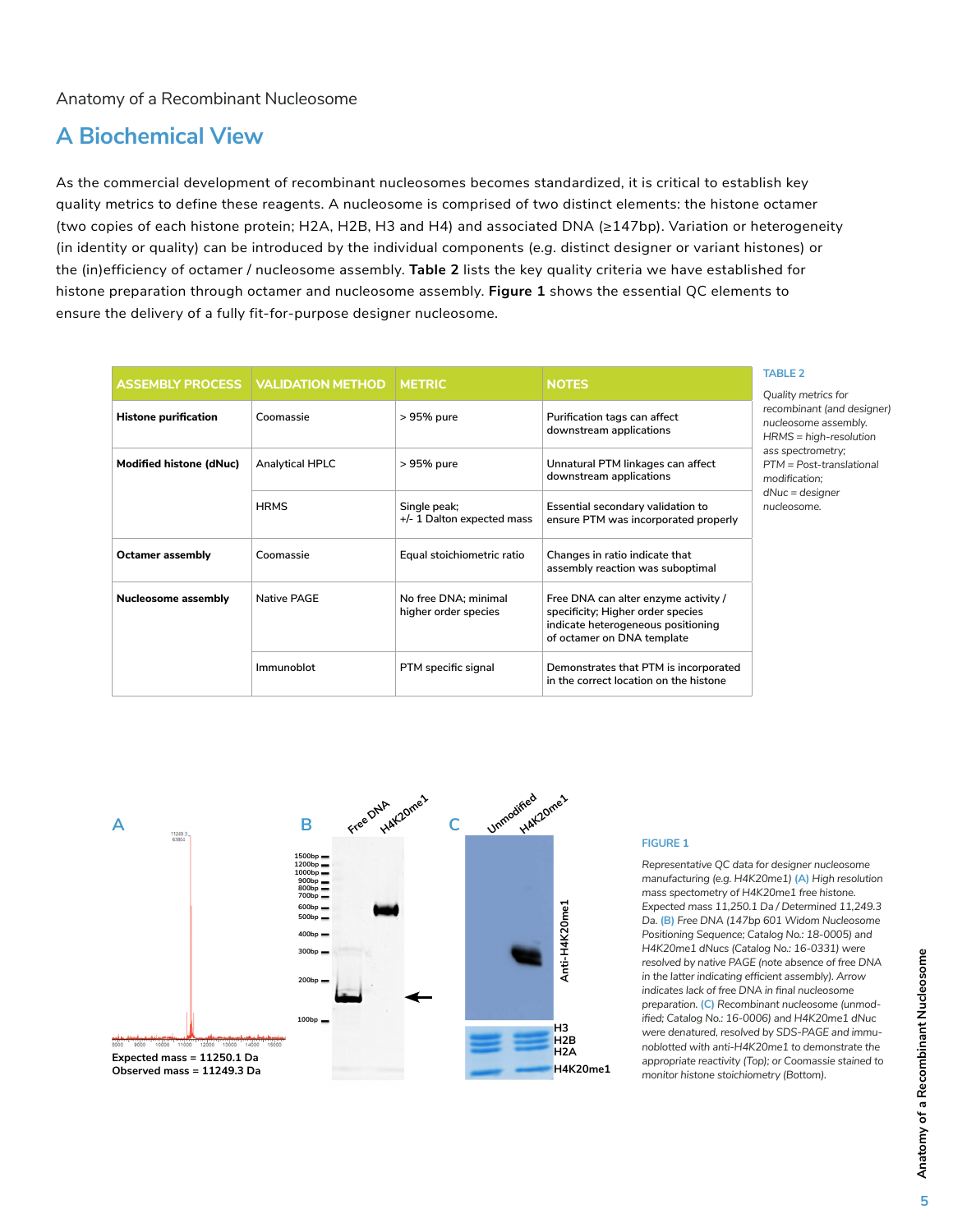Anatomy of a Recombinant Nucleosome

## A Biochemical View

As the commercial development of recombinant nucleosomes becomes standardized, it is critical to establish key quality metrics to define these reagents. A nucleosome is comprised of two distinct elements: the histone octamer (two copies of each histone protein; H2A, H2B, H3 and H4) and associated DNA (≥147bp). Variation or heterogeneity (in identity or quality) can be introduced by the individual components (e.g. distinct designer or variant histones) or the (in)efficiency of octamer / nucleosome assembly. **Table 2** lists the key quality criteria we have established for histone preparation through octamer and nucleosome assembly. **Figure 1** shows the essential QC elements to ensure the delivery of a fully fit-for-purpose designer nucleosome.

| ASSEMBLY PROCESS | VALIDATION METHOD | METRIC | NOTES |
|---|---|---|---|
| **Histone purification** | Coomassie | > 95% pure | Purification tags can affect downstream applications |
| **Modified histone (dNuc)** | Analytical HPLC | > 95% pure | Unnatural PTM linkages can affect downstream applications |
| | HRMS | Single peak; +/- 1 Dalton expected mass | Essential secondary validation to ensure PTM was incorporated properly |
| **Octamer assembly** | Coomassie | Equal stoichiometric ratio | Changes in ratio indicate that assembly reaction was suboptimal |
| **Nucleosome assembly** | Native PAGE | No free DNA; minimal higher order species | Free DNA can alter enzyme activity / specificity; Higher order species indicate heterogeneous positioning of octamer on DNA template |
| | Immunoblot | PTM specific signal | Demonstrates that PTM is incorporated in the correct location on the histone |

TABLE 2

*Quality metrics for recombinant (and designer) nucleosome assembly. HRMS = high-resolution ass spectrometry; PTM = Post-translational modification; dNuc = designer nucleosome.*

A

Expected mass = 11250.1 Da
Observed mass = 11249.3 Da

B

C

FIGURE 1

*Representative QC data for designer nucleosome manufacturing (e.g. H4K20me1) (A) High resolution mass spectrometry of H4K20me1 free histone. Expected mass 11,250.1 Da / Determined 11,249.3 Da. (B) Free DNA (147bp 601 Widom Nucleosome Positioning Sequence; Catalog No.: 18-0005) and H4K20me1 dNucs (Catalog No.: 16-0331) were resolved by native PAGE (note absence of free DNA in the latter indicating efficient assembly). Arrow indicates lack of free DNA in final nucleosome preparation. (C) Recombinant nucleosome (unmodified; Catalog No.: 16-0006) and H4K20me1 dNuc were denatured, resolved by SDS-PAGE and immunoblotted with anti-H4K20me1 to demonstrate the appropriate reactivity (Top); or Coomassie stained to monitor histone stoichiometry (Bottom).*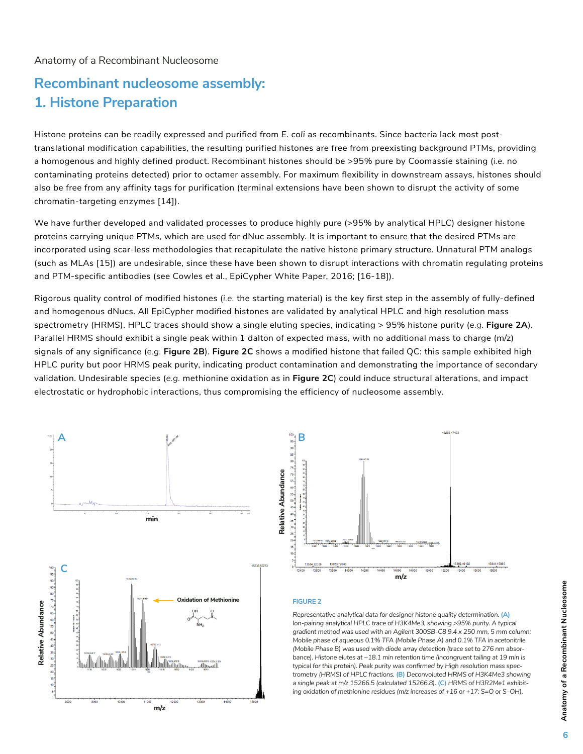# Recombinant nucleosome assembly:
# 1. Histone Preparation

Histone proteins can be readily expressed and purified from *E. coli* as recombinants. Since bacteria lack most post-translational modification capabilities, the resulting purified histones are free from preexisting background PTMs, providing a homogenous and highly defined product. Recombinant histones should be >95% pure by Coomassie staining (*i.e.* no contaminating proteins detected) prior to octamer assembly. For maximum flexibility in downstream assays, histones should also be free from any affinity tags for purification (terminal extensions have been shown to disrupt the activity of some chromatin-targeting enzymes [14]).

We have further developed and validated processes to produce highly pure (>95% by analytical HPLC) designer histone proteins carrying unique PTMs, which are used for dNuc assembly. It is important to ensure that the desired PTMs are incorporated using scar-less methodologies that recapitulate the native histone primary structure. Unnatural PTM analogs (such as MLAs [15]) are undesirable, since these have been shown to disrupt interactions with chromatin regulating proteins and PTM-specific antibodies (see Cowles et al., EpiCypher White Paper, 2016; [16-18]).

Rigorous quality control of modified histones (*i.e.* the starting material) is the key first step in the assembly of fully-defined and homogenous dNucs. All EpiCypher modified histones are validated by analytical HPLC and high resolution mass spectrometry (HRMS). HPLC traces should show a single eluting species, indicating > 95% histone purity (*e.g.* **Figure 2A**). Parallel HRMS should exhibit a single peak within 1 dalton of expected mass, with no additional mass to charge (m/z) signals of any significance (*e.g.* **Figure 2B**). **Figure 2C** shows a modified histone that failed QC: this sample exhibited high HPLC purity but poor HRMS peak purity, indicating product contamination and demonstrating the importance of secondary validation. Undesirable species (*e.g.* methionine oxidation as in **Figure 2C**) could induce structural alterations, and impact electrostatic or hydrophobic interactions, thus compromising the efficiency of nucleosome assembly.

**FIGURE 2**

*Representative analytical data for designer histone quality determination.* **(A)** *Ion-pairing analytical HPLC trace of H3K4Me3, showing >95% purity. A typical gradient method was used with an Agilent 300SB-C8 9.4 x 250 mm, 5 mm column: Mobile phase of aqueous 0.1% TFA (Mobile Phase A) and 0.1% TFA in acetonitrile (Mobile Phase B) was used with diode array detection (trace set to 276 nm absorbance). Histone elutes at ~18.1 min retention time (incongruent tailing at 19 min is typical for this protein). Peak purity was confirmed by High resolution mass spectrometry (HRMS) of HPLC fractions.* **(B)** *Deconvoluted HRMS of H3K4Me3 showing a single peak at m/z 15266.5 (calculated 15266.8).* **(C)** *HRMS of H3R2Me1 exhibiting oxidation of methionine residues (m/z increases of +16 or +17: S=O or S–OH).*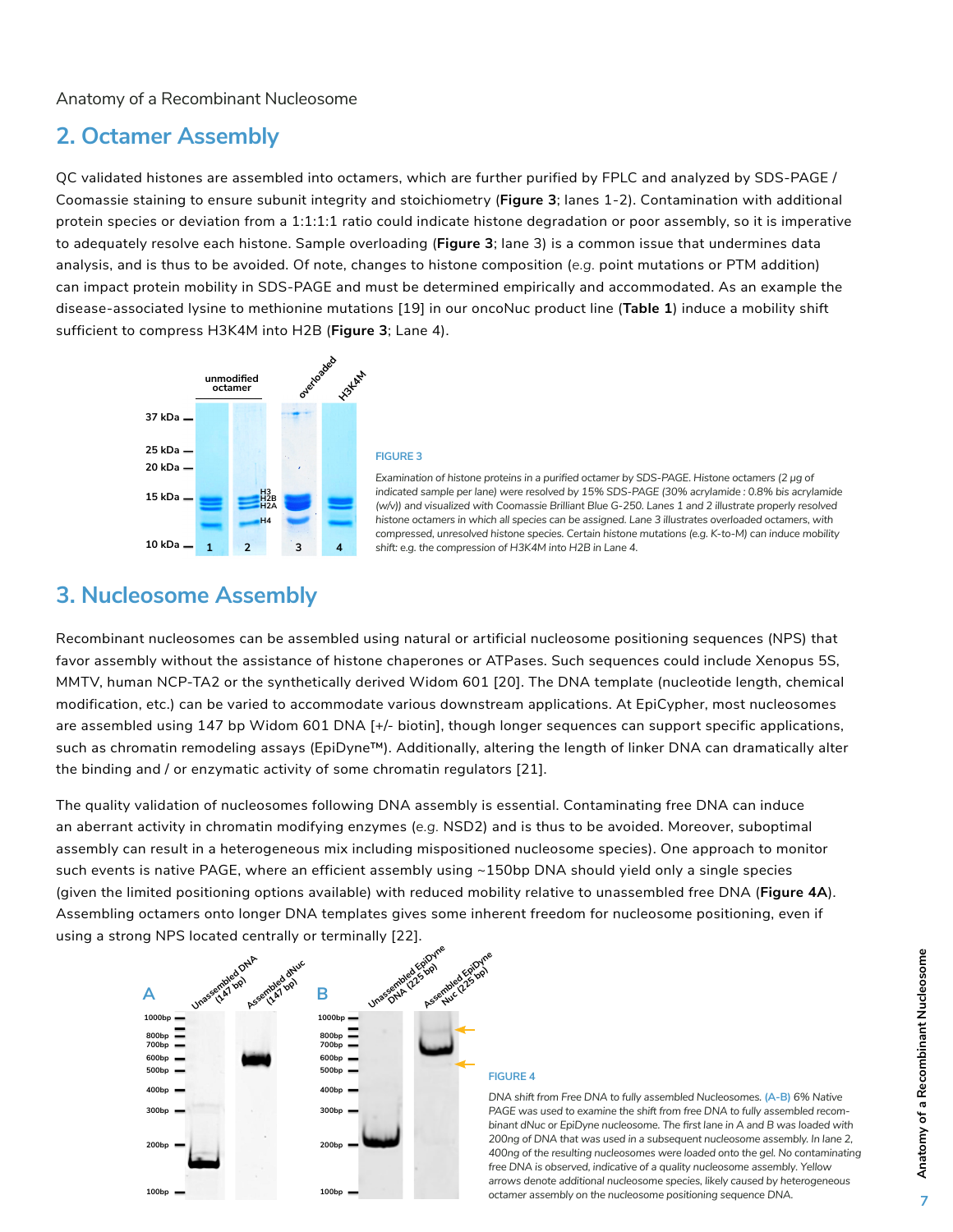## 2. Octamer Assembly

QC validated histones are assembled into octamers, which are further purified by FPLC and analyzed by SDS-PAGE / Coomassie staining to ensure subunit integrity and stoichiometry (**Figure 3**; lanes 1-2). Contamination with additional protein species or deviation from a 1:1:1:1 ratio could indicate histone degradation or poor assembly, so it is imperative to adequately resolve each histone. Sample overloading (**Figure 3**; lane 3) is a common issue that undermines data analysis, and is thus to be avoided. Of note, changes to histone composition (*e.g.* point mutations or PTM addition) can impact protein mobility in SDS-PAGE and must be determined empirically and accommodated. As an example the disease-associated lysine to methionine mutations [19] in our oncoNuc product line (**Table 1**) induce a mobility shift sufficient to compress H3K4M into H2B (**Figure 3**; Lane 4).

FIGURE 3

*Examination of histone proteins in a purified octamer by SDS-PAGE. Histone octamers (2 μg of indicated sample per lane) were resolved by 15% SDS-PAGE (30% acrylamide : 0.8% bis acrylamide (w/v)) and visualized with Coomassie Brilliant Blue G-250. Lanes 1 and 2 illustrate properly resolved histone octamers in which all species can be assigned. Lane 3 illustrates overloaded octamers, with compressed, unresolved histone species. Certain histone mutations (e.g. K-to-M) can induce mobility shift: e.g. the compression of H3K4M into H2B in Lane 4.*

## 3. Nucleosome Assembly

Recombinant nucleosomes can be assembled using natural or artificial nucleosome positioning sequences (NPS) that favor assembly without the assistance of histone chaperones or ATPases. Such sequences could include Xenopus 5S, MMTV, human NCP-TA2 or the synthetically derived Widom 601 [20]. The DNA template (nucleotide length, chemical modification, etc.) can be varied to accommodate various downstream applications. At EpiCypher, most nucleosomes are assembled using 147 bp Widom 601 DNA [+/- biotin], though longer sequences can support specific applications, such as chromatin remodeling assays (EpiDyne™). Additionally, altering the length of linker DNA can dramatically alter the binding and / or enzymatic activity of some chromatin regulators [21].

The quality validation of nucleosomes following DNA assembly is essential. Contaminating free DNA can induce an aberrant activity in chromatin modifying enzymes (*e.g.* NSD2) and is thus to be avoided. Moreover, suboptimal assembly can result in a heterogeneous mix including mispositioned nucleosome species). One approach to monitor such events is native PAGE, where an efficient assembly using ~150bp DNA should yield only a single species (given the limited positioning options available) with reduced mobility relative to unassembled free DNA (**Figure 4A**). Assembling octamers onto longer DNA templates gives some inherent freedom for nucleosome positioning, even if using a strong NPS located centrally or terminally [22].

FIGURE 4

*DNA shift from Free DNA to fully assembled Nucleosomes. (A-B) 6% Native PAGE was used to examine the shift from free DNA to fully assembled recombinant dNuc or EpiDyne nucleosome. The first lane in A and B was loaded with 200ng of DNA that was used in a subsequent nucleosome assembly. In lane 2, 400ng of the resulting nucleosomes were loaded onto the gel. No contaminating free DNA is observed, indicative of a quality nucleosome assembly. Yellow arrows denote additional nucleosome species, likely caused by heterogeneous octamer assembly on the nucleosome positioning sequence DNA.*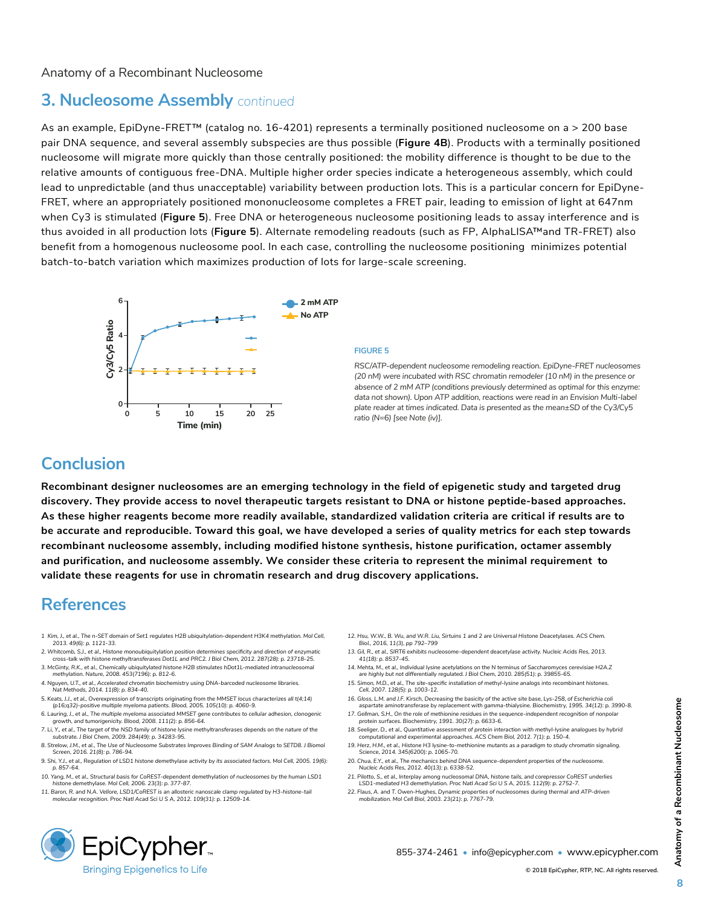## 3. Nucleosome Assembly *continued*

As an example, EpiDyne-FRET™ (catalog no. 16-4201) represents a terminally positioned nucleosome on a > 200 base pair DNA sequence, and several assembly subspecies are thus possible (**Figure 4B**). Products with a terminally positioned nucleosome will migrate more quickly than those centrally positioned: the mobility difference is thought to be due to the relative amounts of contiguous free-DNA. Multiple higher order species indicate a heterogeneous assembly, which could lead to unpredictable (and thus unacceptable) variability between production lots. This is a particular concern for EpiDyne-FRET, where an appropriately positioned mononucleosome completes a FRET pair, leading to emission of light at 647nm when Cy3 is stimulated (**Figure 5**). Free DNA or heterogeneous nucleosome positioning leads to assay interference and is thus avoided in all production lots (**Figure 5**). Alternate remodeling readouts (such as FP, AlphaLISA™and TR-FRET) also benefit from a homogenous nucleosome pool. In each case, controlling the nucleosome positioning minimizes potential batch-to-batch variation which maximizes production of lots for large-scale screening.

Cy3/Cy5 Ratio
6
4
2
0
0 5 10 15 20 25
Time (min)
2 mM ATP
No ATP

**FIGURE 5**

*RSC/ATP-dependent nucleosome remodeling reaction. EpiDyne-FRET nucleosomes (20 nM) were incubated with RSC chromatin remodeler (10 nM) in the presence or absence of 2 mM ATP (conditions previously determined as optimal for this enzyme: data not shown). Upon ATP addition, reactions were read in an Envision Multi-label plate reader at times indicated. Data is presented as the mean±SD of the Cy3/Cy5 ratio (N=6) [see Note (iv)].*

## Conclusion

**Recombinant designer nucleosomes are an emerging technology in the field of epigenetic study and targeted drug discovery. They provide access to novel therapeutic targets resistant to DNA or histone peptide-based approaches. As these higher reagents become more readily available, standardized validation criteria are critical if results are to be accurate and reproducible. Toward this goal, we have developed a series of quality metrics for each step towards recombinant nucleosome assembly, including modified histone synthesis, histone purification, octamer assembly and purification, and nucleosome assembly. We consider these criteria to represent the minimal requirement to validate these reagents for use in chromatin research and drug discovery applications.**

## References

1. Kim, J., et al., The n-SET domain of Set1 regulates H2B ubiquitylation-dependent H3K4 methylation. Mol Cell, 2013. 49(6): p. 1121-33.
2. Whitcomb, S.J., et al., Histone monoubiquitylation position determines specificity and direction of enzymatic cross-talk with histone methyltransferases Dot1L and PRC2. J Biol Chem, 2012. 287(28): p. 23718-25.
3. McGinty, R.K., et al., Chemically ubiquitylated histone H2B stimulates hDot1L-mediated intranucleosomal methylation. Nature, 2008. 453(7196): p. 812-6.
4. Nguyen, U.T., et al., Accelerated chromatin biochemistry using DNA-barcoded nucleosome libraries. Nat Methods, 2014. 11(8): p. 834-40.
5. Keats, J.J., et al., Overexpression of transcripts originating from the MMSET locus characterizes all t(4;14)(p16;q32)-positive multiple myeloma patients. Blood, 2005. 105(10): p. 4060-9.
6. Lauring, J., et al., The multiple myeloma associated MMSET gene contributes to cellular adhesion, clonogenic growth, and tumorigenicity. Blood, 2008. 111(2): p. 856-64.
7. Li, Y., et al., The target of the NSD family of histone lysine methyltransferases depends on the nature of the substrate. J Biol Chem, 2009. 284(49): p. 34283-95.
8. Strelow, J.M., et al., The Use of Nucleosome Substrates Improves Binding of SAM Analogs to SETD8. J Biomol Screen, 2016. 21(8): p. 786-94.
9. Shi, Y.J., et al., Regulation of LSD1 histone demethylase activity by its associated factors. Mol Cell, 2005. 19(6): p. 857-64.
10. Yang, M., et al., Structural basis for CoREST-dependent demethylation of nucleosomes by the human LSD1 histone demethylase. Mol Cell, 2006. 23(3): p. 377-87.
11. Baron, R. and N.A. Vellore, LSD1/CoREST is an allosteric nanoscale clamp regulated by H3-histone-tail molecular recognition. Proc Natl Acad Sci U S A, 2012. 109(31): p. 12509-14.
12. Hsu, W.W., B. Wu, and W.R. Liu, Sirtuins 1 and 2 are Universal Histone Deacetylases. ACS Chem. Biol., 2016, 11(3), pp 792–799
13. Gil, R., et al., SIRT6 exhibits nucleosome-dependent deacetylase activity. Nucleic Acids Res, 2013. 41(18): p. 8537-45.
14. Mehta, M., et al., Individual lysine acetylations on the N terminus of Saccharomyces cerevisiae H2A.Z are highly but not differentially regulated. J Biol Chem, 2010. 285(51): p. 39855-65.
15. Simon, M.D., et al., The site-specific installation of methyl-lysine analogs into recombinant histones. Cell, 2007. 128(5): p. 1003-12.
16. Gloss, L.M. and J.F. Kirsch, Decreasing the basicity of the active site base, Lys-258, of Escherichia coli aspartate aminotransferase by replacement with gamma-thialysine. Biochemistry, 1995. 34(12): p. 3990-8.
17. Gellman, S.H., On the role of methionine residues in the sequence-independent recognition of nonpolar protein surfaces. Biochemistry, 1991. 30(27): p. 6633-6.
18. Seeliger, D., et al., Quantitative assessment of protein interaction with methyl-lysine analogues by hybrid computational and experimental approaches. ACS Chem Biol, 2012. 7(1): p. 150-4.
19. Herz, H.M., et al., Histone H3 lysine-to-methionine mutants as a paradigm to study chromatin signaling. Science, 2014. 345(6200): p. 1065-70.
20. Chua, E.Y., et al., The mechanics behind DNA sequence-dependent properties of the nucleosome. Nucleic Acids Res, 2012. 40(13): p. 6338-52.
21. Pilotto, S., et al., Interplay among nucleosomal DNA, histone tails, and corepressor CoREST underlies LSD1-mediated H3 demethylation. Proc Natl Acad Sci U S A, 2015. 112(9): p. 2752-7.
22. Flaus, A. and T. Owen-Hughes, Dynamic properties of nucleosomes during thermal and ATP-driven mobilization. Mol Cell Biol, 2003. 23(21): p. 7767-79.

EpiCypher™
Bringing Epigenetics to Life

855-374-2461 • info@epicypher.com • www.epicypher.com

© 2018 EpiCypher, RTP, NC. All rights reserved.